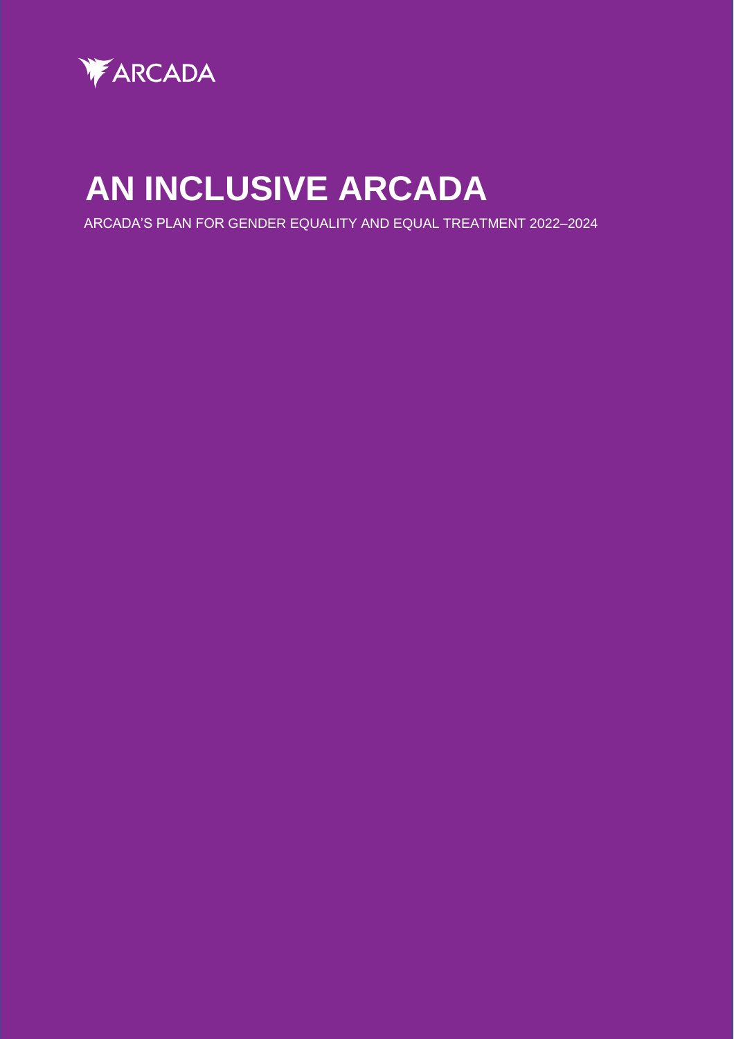ARCADA

# AN INCLUSIVE ARCADA

ARCADA'S PLAN FOR GENDER EQUALITY AND EQUAL TREATMENT 2022–2024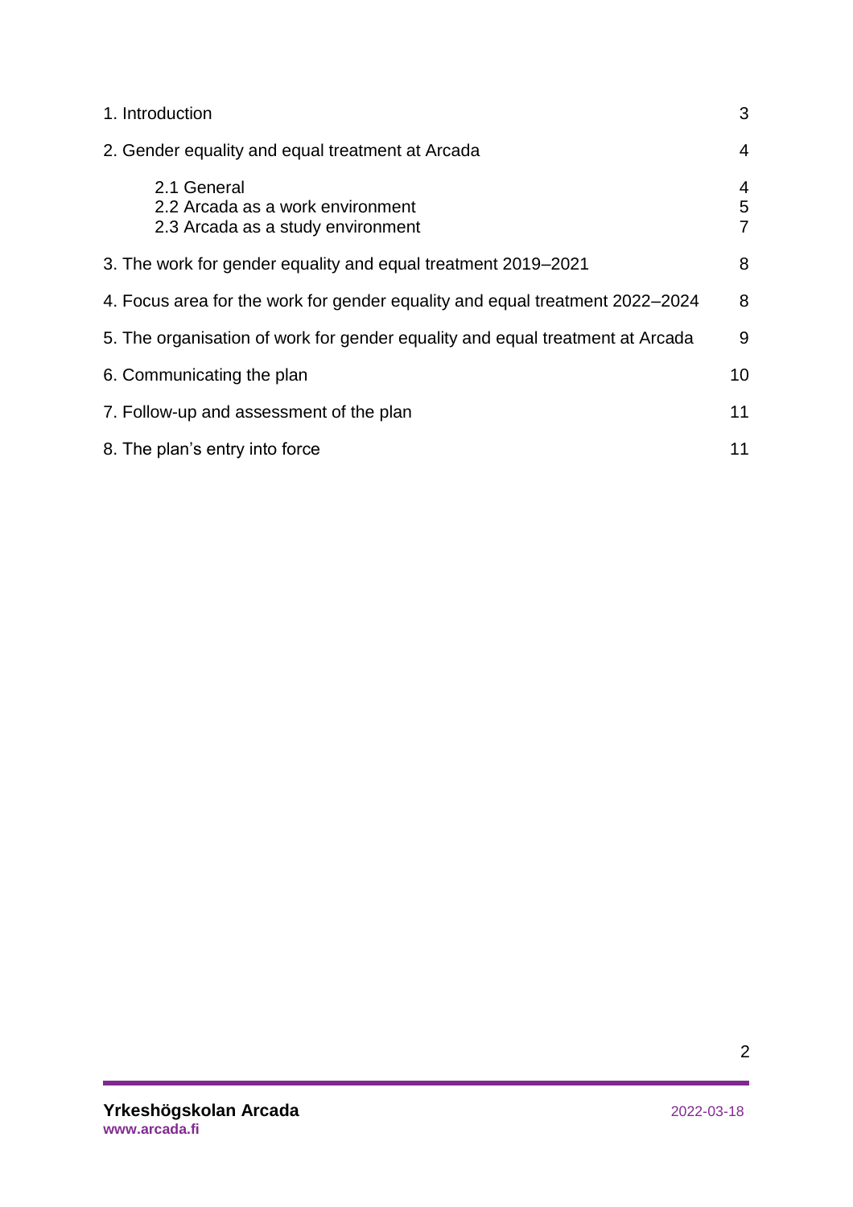| | |
|---|---|
| 1. Introduction | 3 |
| 2. Gender equality and equal treatment at Arcada | 4 |
| &nbsp;&nbsp;&nbsp;&nbsp;2.1 General | 4 |
| &nbsp;&nbsp;&nbsp;&nbsp;2.2 Arcada as a work environment | 5 |
| &nbsp;&nbsp;&nbsp;&nbsp;2.3 Arcada as a study environment | 7 |
| 3. The work for gender equality and equal treatment 2019–2021 | 8 |
| 4. Focus area for the work for gender equality and equal treatment 2022–2024 | 8 |
| 5. The organisation of work for gender equality and equal treatment at Arcada | 9 |
| 6. Communicating the plan | 10 |
| 7. Follow-up and assessment of the plan | 11 |
| 8. The plan's entry into force | 11 |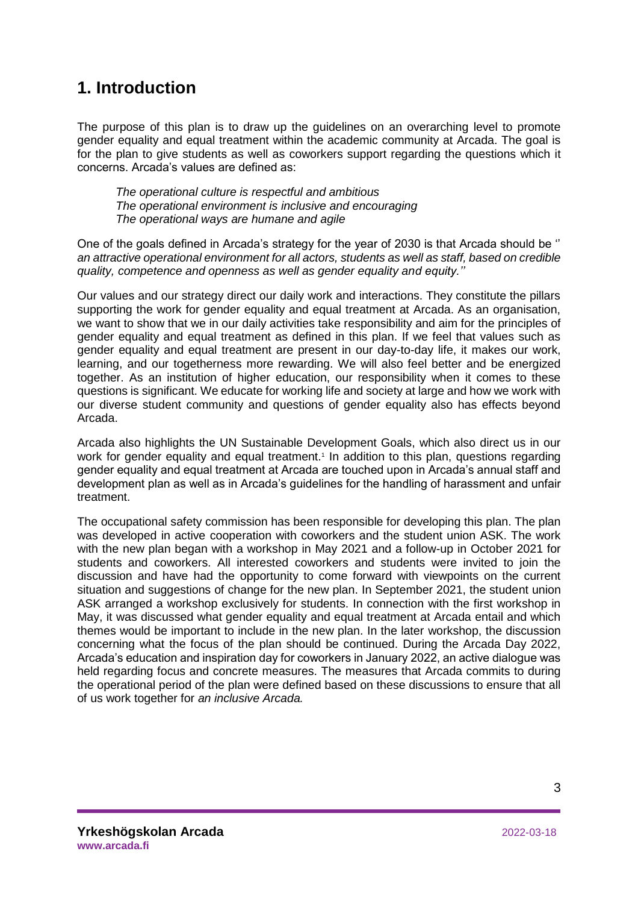# 1. Introduction

The purpose of this plan is to draw up the guidelines on an overarching level to promote gender equality and equal treatment within the academic community at Arcada. The goal is for the plan to give students as well as coworkers support regarding the questions which it concerns. Arcada's values are defined as:

*The operational culture is respectful and ambitious*
*The operational environment is inclusive and encouraging*
*The operational ways are humane and agile*

One of the goals defined in Arcada's strategy for the year of 2030 is that Arcada should be '' *an attractive operational environment for all actors, students as well as staff, based on credible quality, competence and openness as well as gender equality and equity.''*

Our values and our strategy direct our daily work and interactions. They constitute the pillars supporting the work for gender equality and equal treatment at Arcada. As an organisation, we want to show that we in our daily activities take responsibility and aim for the principles of gender equality and equal treatment as defined in this plan. If we feel that values such as gender equality and equal treatment are present in our day-to-day life, it makes our work, learning, and our togetherness more rewarding. We will also feel better and be energized together. As an institution of higher education, our responsibility when it comes to these questions is significant. We educate for working life and society at large and how we work with our diverse student community and questions of gender equality also has effects beyond Arcada.

Arcada also highlights the UN Sustainable Development Goals, which also direct us in our work for gender equality and equal treatment.[1] In addition to this plan, questions regarding gender equality and equal treatment at Arcada are touched upon in Arcada's annual staff and development plan as well as in Arcada's guidelines for the handling of harassment and unfair treatment.

The occupational safety commission has been responsible for developing this plan. The plan was developed in active cooperation with coworkers and the student union ASK. The work with the new plan began with a workshop in May 2021 and a follow-up in October 2021 for students and coworkers. All interested coworkers and students were invited to join the discussion and have had the opportunity to come forward with viewpoints on the current situation and suggestions of change for the new plan. In September 2021, the student union ASK arranged a workshop exclusively for students. In connection with the first workshop in May, it was discussed what gender equality and equal treatment at Arcada entail and which themes would be important to include in the new plan. In the later workshop, the discussion concerning what the focus of the plan should be continued. During the Arcada Day 2022, Arcada's education and inspiration day for coworkers in January 2022, an active dialogue was held regarding focus and concrete measures. The measures that Arcada commits to during the operational period of the plan were defined based on these discussions to ensure that all of us work together for *an inclusive Arcada.*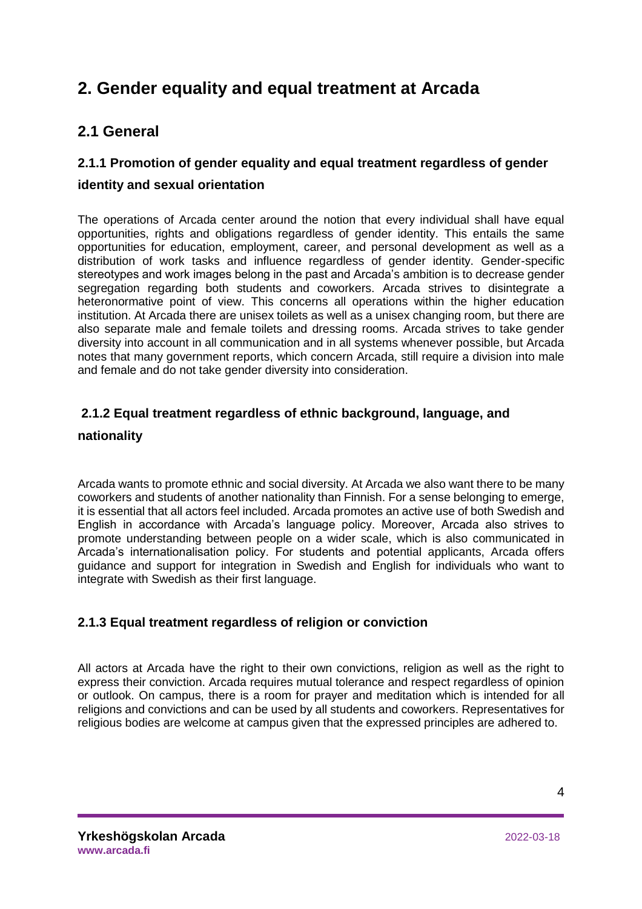# 2. Gender equality and equal treatment at Arcada

## 2.1 General

### 2.1.1 Promotion of gender equality and equal treatment regardless of gender identity and sexual orientation

The operations of Arcada center around the notion that every individual shall have equal opportunities, rights and obligations regardless of gender identity. This entails the same opportunities for education, employment, career, and personal development as well as a distribution of work tasks and influence regardless of gender identity. Gender-specific stereotypes and work images belong in the past and Arcada's ambition is to decrease gender segregation regarding both students and coworkers. Arcada strives to disintegrate a heteronormative point of view. This concerns all operations within the higher education institution. At Arcada there are unisex toilets as well as a unisex changing room, but there are also separate male and female toilets and dressing rooms. Arcada strives to take gender diversity into account in all communication and in all systems whenever possible, but Arcada notes that many government reports, which concern Arcada, still require a division into male and female and do not take gender diversity into consideration.

### 2.1.2 Equal treatment regardless of ethnic background, language, and nationality

Arcada wants to promote ethnic and social diversity. At Arcada we also want there to be many coworkers and students of another nationality than Finnish. For a sense belonging to emerge, it is essential that all actors feel included. Arcada promotes an active use of both Swedish and English in accordance with Arcada's language policy. Moreover, Arcada also strives to promote understanding between people on a wider scale, which is also communicated in Arcada's internationalisation policy. For students and potential applicants, Arcada offers guidance and support for integration in Swedish and English for individuals who want to integrate with Swedish as their first language.

### 2.1.3 Equal treatment regardless of religion or conviction

All actors at Arcada have the right to their own convictions, religion as well as the right to express their conviction. Arcada requires mutual tolerance and respect regardless of opinion or outlook. On campus, there is a room for prayer and meditation which is intended for all religions and convictions and can be used by all students and coworkers. Representatives for religious bodies are welcome at campus given that the expressed principles are adhered to.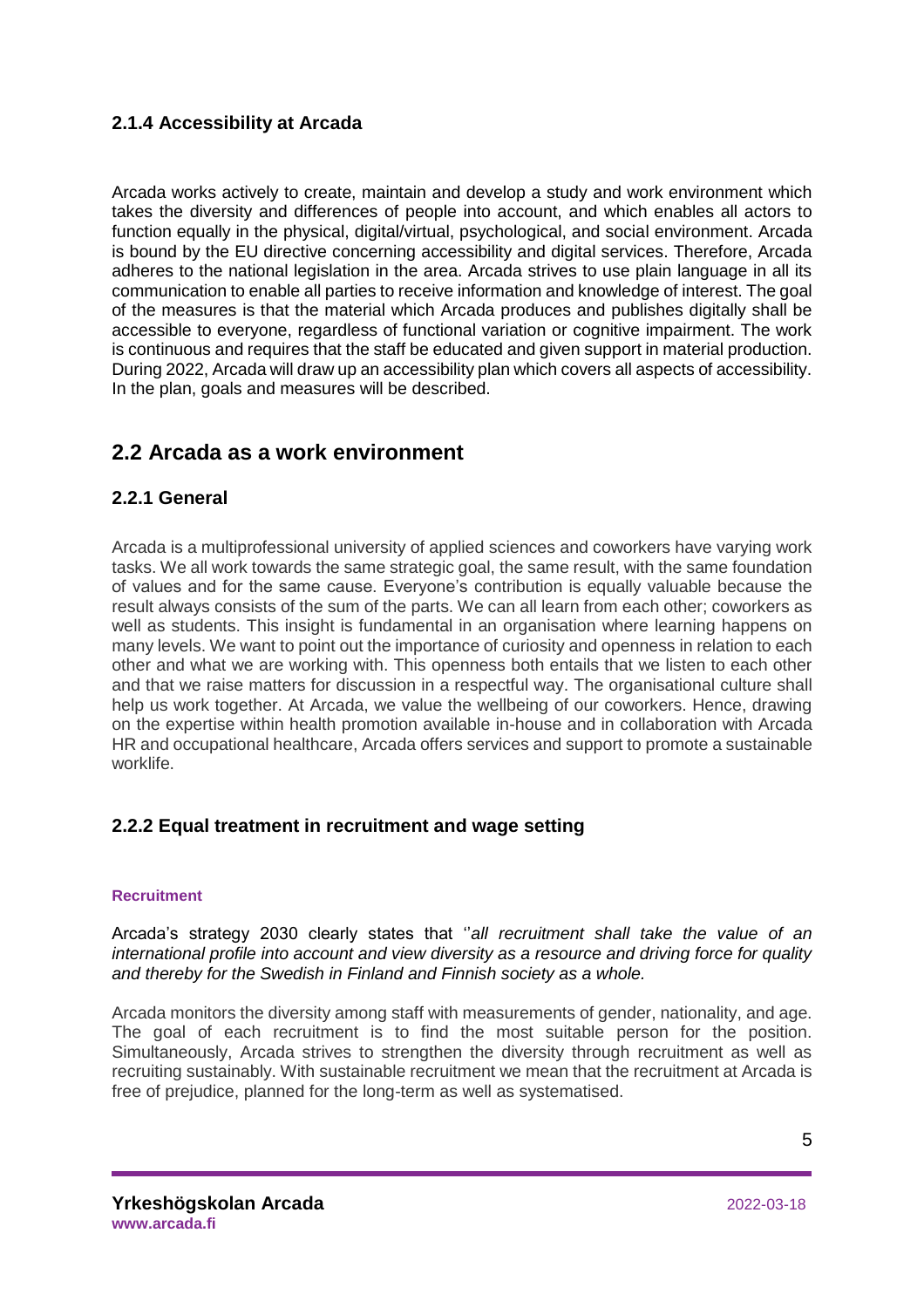### 2.1.4 Accessibility at Arcada

Arcada works actively to create, maintain and develop a study and work environment which takes the diversity and differences of people into account, and which enables all actors to function equally in the physical, digital/virtual, psychological, and social environment. Arcada is bound by the EU directive concerning accessibility and digital services. Therefore, Arcada adheres to the national legislation in the area. Arcada strives to use plain language in all its communication to enable all parties to receive information and knowledge of interest. The goal of the measures is that the material which Arcada produces and publishes digitally shall be accessible to everyone, regardless of functional variation or cognitive impairment. The work is continuous and requires that the staff be educated and given support in material production. During 2022, Arcada will draw up an accessibility plan which covers all aspects of accessibility. In the plan, goals and measures will be described.

## 2.2 Arcada as a work environment

### 2.2.1 General

Arcada is a multiprofessional university of applied sciences and coworkers have varying work tasks. We all work towards the same strategic goal, the same result, with the same foundation of values and for the same cause. Everyone's contribution is equally valuable because the result always consists of the sum of the parts. We can all learn from each other; coworkers as well as students. This insight is fundamental in an organisation where learning happens on many levels. We want to point out the importance of curiosity and openness in relation to each other and what we are working with. This openness both entails that we listen to each other and that we raise matters for discussion in a respectful way. The organisational culture shall help us work together. At Arcada, we value the wellbeing of our coworkers. Hence, drawing on the expertise within health promotion available in-house and in collaboration with Arcada HR and occupational healthcare, Arcada offers services and support to promote a sustainable worklife.

### 2.2.2 Equal treatment in recruitment and wage setting

#### Recruitment

Arcada's strategy 2030 clearly states that ''*all recruitment shall take the value of an international profile into account and view diversity as a resource and driving force for quality and thereby for the Swedish in Finland and Finnish society as a whole.*

Arcada monitors the diversity among staff with measurements of gender, nationality, and age. The goal of each recruitment is to find the most suitable person for the position. Simultaneously, Arcada strives to strengthen the diversity through recruitment as well as recruiting sustainably. With sustainable recruitment we mean that the recruitment at Arcada is free of prejudice, planned for the long-term as well as systematised.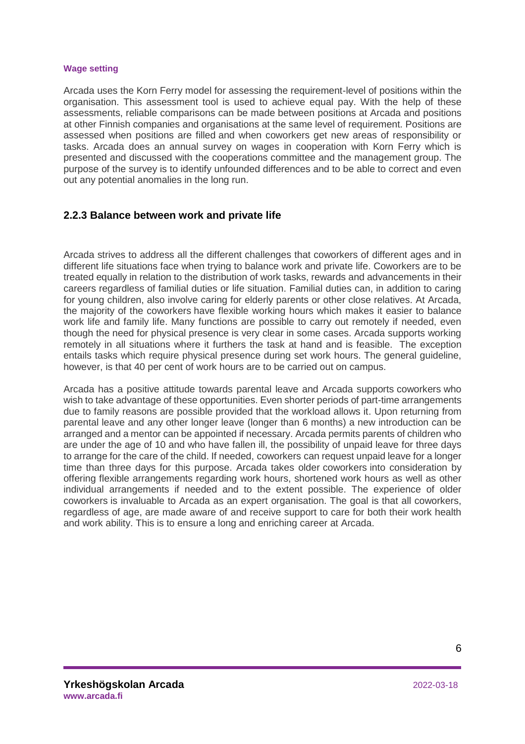**Wage setting**

Arcada uses the Korn Ferry model for assessing the requirement-level of positions within the organisation. This assessment tool is used to achieve equal pay. With the help of these assessments, reliable comparisons can be made between positions at Arcada and positions at other Finnish companies and organisations at the same level of requirement. Positions are assessed when positions are filled and when coworkers get new areas of responsibility or tasks. Arcada does an annual survey on wages in cooperation with Korn Ferry which is presented and discussed with the cooperations committee and the management group. The purpose of the survey is to identify unfounded differences and to be able to correct and even out any potential anomalies in the long run.

### 2.2.3 Balance between work and private life

Arcada strives to address all the different challenges that coworkers of different ages and in different life situations face when trying to balance work and private life. Coworkers are to be treated equally in relation to the distribution of work tasks, rewards and advancements in their careers regardless of familial duties or life situation. Familial duties can, in addition to caring for young children, also involve caring for elderly parents or other close relatives. At Arcada, the majority of the coworkers have flexible working hours which makes it easier to balance work life and family life. Many functions are possible to carry out remotely if needed, even though the need for physical presence is very clear in some cases. Arcada supports working remotely in all situations where it furthers the task at hand and is feasible. The exception entails tasks which require physical presence during set work hours. The general guideline, however, is that 40 per cent of work hours are to be carried out on campus.

Arcada has a positive attitude towards parental leave and Arcada supports coworkers who wish to take advantage of these opportunities. Even shorter periods of part-time arrangements due to family reasons are possible provided that the workload allows it. Upon returning from parental leave and any other longer leave (longer than 6 months) a new introduction can be arranged and a mentor can be appointed if necessary. Arcada permits parents of children who are under the age of 10 and who have fallen ill, the possibility of unpaid leave for three days to arrange for the care of the child. If needed, coworkers can request unpaid leave for a longer time than three days for this purpose. Arcada takes older coworkers into consideration by offering flexible arrangements regarding work hours, shortened work hours as well as other individual arrangements if needed and to the extent possible. The experience of older coworkers is invaluable to Arcada as an expert organisation. The goal is that all coworkers, regardless of age, are made aware of and receive support to care for both their work health and work ability. This is to ensure a long and enriching career at Arcada.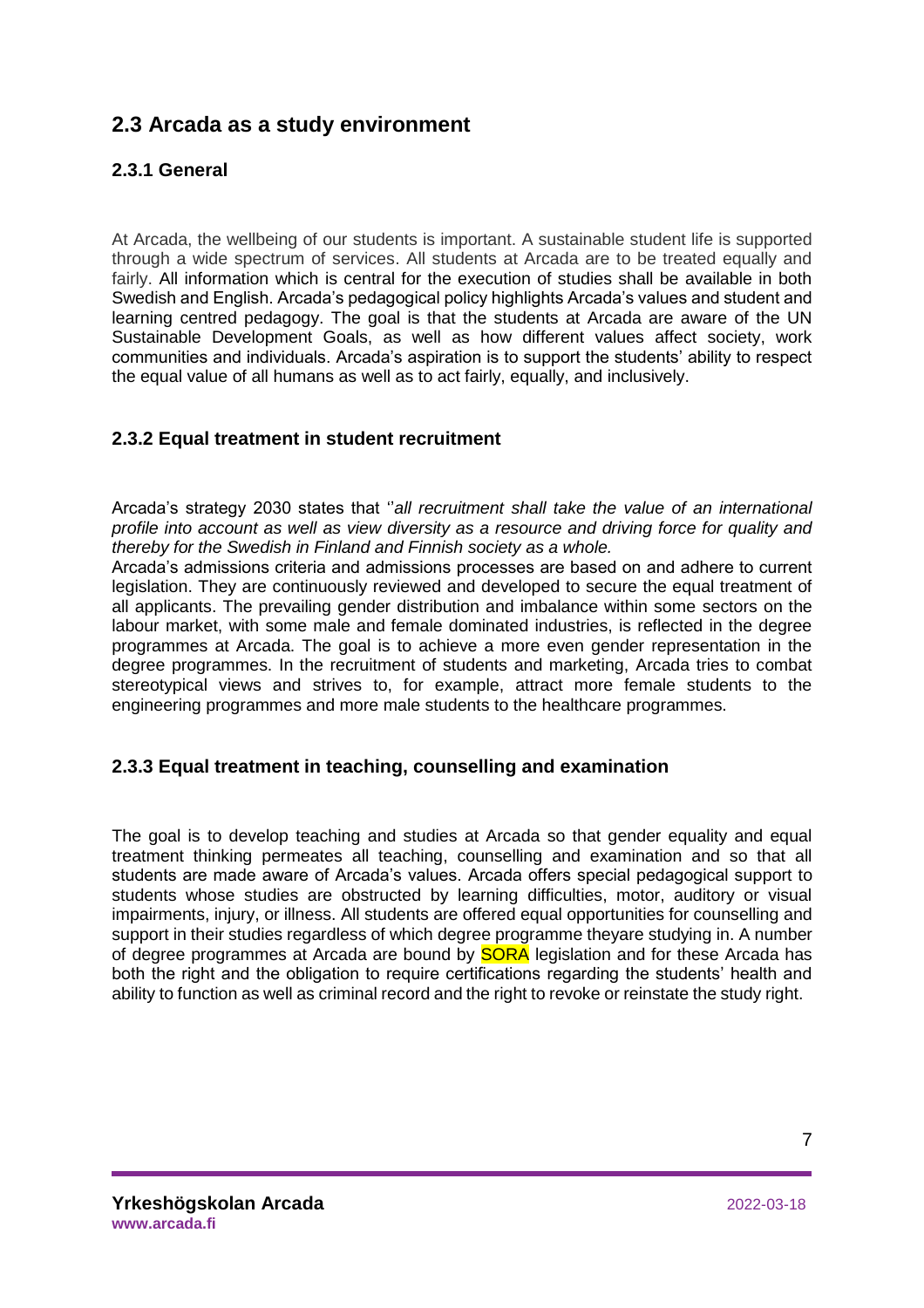## 2.3 Arcada as a study environment

### 2.3.1 General

At Arcada, the wellbeing of our students is important. A sustainable student life is supported through a wide spectrum of services. All students at Arcada are to be treated equally and fairly. All information which is central for the execution of studies shall be available in both Swedish and English. Arcada's pedagogical policy highlights Arcada's values and student and learning centred pedagogy. The goal is that the students at Arcada are aware of the UN Sustainable Development Goals, as well as how different values affect society, work communities and individuals. Arcada's aspiration is to support the students' ability to respect the equal value of all humans as well as to act fairly, equally, and inclusively.

### 2.3.2 Equal treatment in student recruitment

Arcada's strategy 2030 states that ''*all recruitment shall take the value of an international profile into account as well as view diversity as a resource and driving force for quality and thereby for the Swedish in Finland and Finnish society as a whole.*

Arcada's admissions criteria and admissions processes are based on and adhere to current legislation. They are continuously reviewed and developed to secure the equal treatment of all applicants. The prevailing gender distribution and imbalance within some sectors on the labour market, with some male and female dominated industries, is reflected in the degree programmes at Arcada. The goal is to achieve a more even gender representation in the degree programmes. In the recruitment of students and marketing, Arcada tries to combat stereotypical views and strives to, for example, attract more female students to the engineering programmes and more male students to the healthcare programmes.

### 2.3.3 Equal treatment in teaching, counselling and examination

The goal is to develop teaching and studies at Arcada so that gender equality and equal treatment thinking permeates all teaching, counselling and examination and so that all students are made aware of Arcada's values. Arcada offers special pedagogical support to students whose studies are obstructed by learning difficulties, motor, auditory or visual impairments, injury, or illness. All students are offered equal opportunities for counselling and support in their studies regardless of which degree programme theyare studying in. A number of degree programmes at Arcada are bound by SORA legislation and for these Arcada has both the right and the obligation to require certifications regarding the students' health and ability to function as well as criminal record and the right to revoke or reinstate the study right.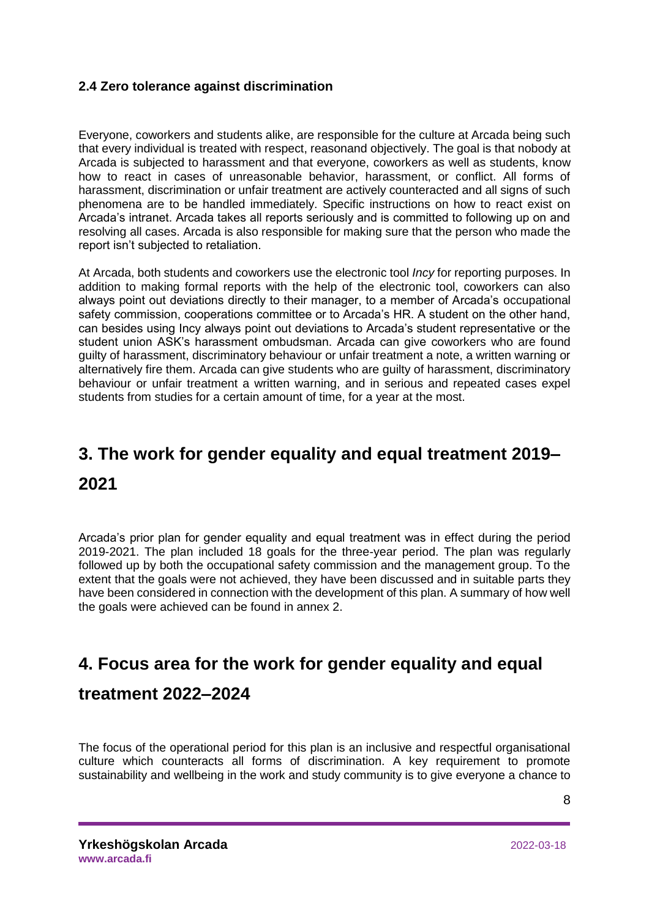**2.4 Zero tolerance against discrimination**

Everyone, coworkers and students alike, are responsible for the culture at Arcada being such that every individual is treated with respect, reasonand objectively. The goal is that nobody at Arcada is subjected to harassment and that everyone, coworkers as well as students, know how to react in cases of unreasonable behavior, harassment, or conflict. All forms of harassment, discrimination or unfair treatment are actively counteracted and all signs of such phenomena are to be handled immediately. Specific instructions on how to react exist on Arcada's intranet. Arcada takes all reports seriously and is committed to following up on and resolving all cases. Arcada is also responsible for making sure that the person who made the report isn't subjected to retaliation.

At Arcada, both students and coworkers use the electronic tool *Incy* for reporting purposes. In addition to making formal reports with the help of the electronic tool, coworkers can also always point out deviations directly to their manager, to a member of Arcada's occupational safety commission, cooperations committee or to Arcada's HR. A student on the other hand, can besides using Incy always point out deviations to Arcada's student representative or the student union ASK's harassment ombudsman. Arcada can give coworkers who are found guilty of harassment, discriminatory behaviour or unfair treatment a note, a written warning or alternatively fire them. Arcada can give students who are guilty of harassment, discriminatory behaviour or unfair treatment a written warning, and in serious and repeated cases expel students from studies for a certain amount of time, for a year at the most.

# 3. The work for gender equality and equal treatment 2019–2021

Arcada's prior plan for gender equality and equal treatment was in effect during the period 2019-2021. The plan included 18 goals for the three-year period. The plan was regularly followed up by both the occupational safety commission and the management group. To the extent that the goals were not achieved, they have been discussed and in suitable parts they have been considered in connection with the development of this plan. A summary of how well the goals were achieved can be found in annex 2.

# 4. Focus area for the work for gender equality and equal treatment 2022–2024

The focus of the operational period for this plan is an inclusive and respectful organisational culture which counteracts all forms of discrimination. A key requirement to promote sustainability and wellbeing in the work and study community is to give everyone a chance to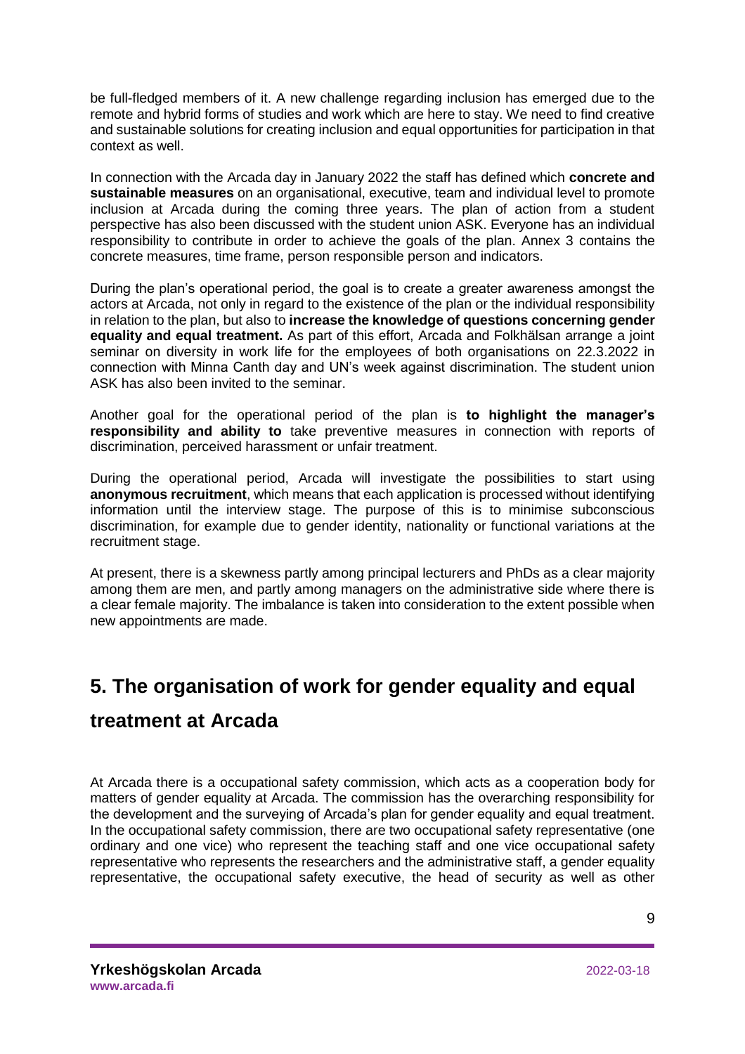be full-fledged members of it. A new challenge regarding inclusion has emerged due to the remote and hybrid forms of studies and work which are here to stay. We need to find creative and sustainable solutions for creating inclusion and equal opportunities for participation in that context as well.

In connection with the Arcada day in January 2022 the staff has defined which **concrete and sustainable measures** on an organisational, executive, team and individual level to promote inclusion at Arcada during the coming three years. The plan of action from a student perspective has also been discussed with the student union ASK. Everyone has an individual responsibility to contribute in order to achieve the goals of the plan. Annex 3 contains the concrete measures, time frame, person responsible person and indicators.

During the plan's operational period, the goal is to create a greater awareness amongst the actors at Arcada, not only in regard to the existence of the plan or the individual responsibility in relation to the plan, but also to **increase the knowledge of questions concerning gender equality and equal treatment.** As part of this effort, Arcada and Folkhälsan arrange a joint seminar on diversity in work life for the employees of both organisations on 22.3.2022 in connection with Minna Canth day and UN's week against discrimination. The student union ASK has also been invited to the seminar.

Another goal for the operational period of the plan is **to highlight the manager's responsibility and ability to** take preventive measures in connection with reports of discrimination, perceived harassment or unfair treatment.

During the operational period, Arcada will investigate the possibilities to start using **anonymous recruitment**, which means that each application is processed without identifying information until the interview stage. The purpose of this is to minimise subconscious discrimination, for example due to gender identity, nationality or functional variations at the recruitment stage.

At present, there is a skewness partly among principal lecturers and PhDs as a clear majority among them are men, and partly among managers on the administrative side where there is a clear female majority. The imbalance is taken into consideration to the extent possible when new appointments are made.

## 5. The organisation of work for gender equality and equal treatment at Arcada

At Arcada there is a occupational safety commission, which acts as a cooperation body for matters of gender equality at Arcada. The commission has the overarching responsibility for the development and the surveying of Arcada's plan for gender equality and equal treatment. In the occupational safety commission, there are two occupational safety representative (one ordinary and one vice) who represent the teaching staff and one vice occupational safety representative who represents the researchers and the administrative staff, a gender equality representative, the occupational safety executive, the head of security as well as other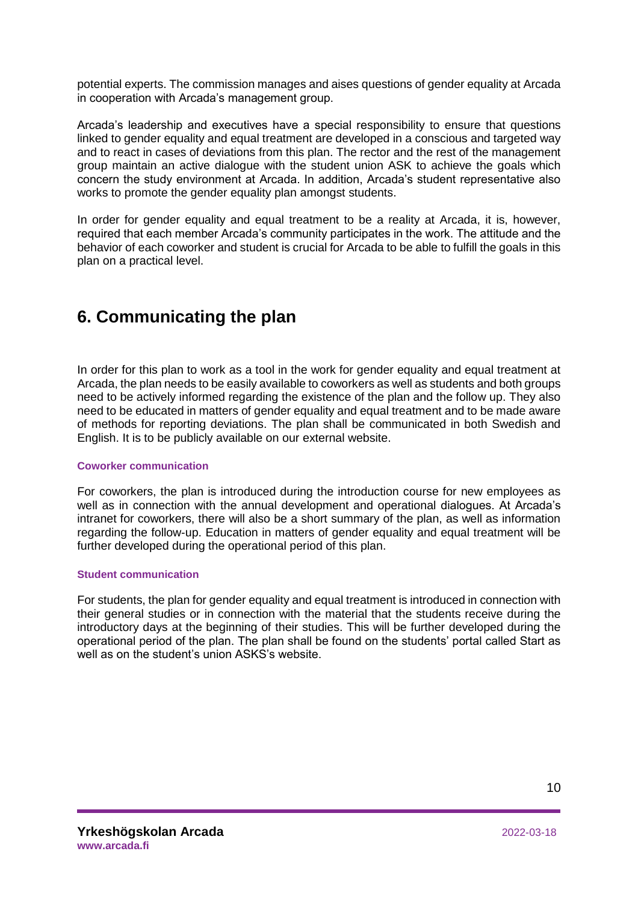potential experts. The commission manages and aises questions of gender equality at Arcada in cooperation with Arcada's management group.

Arcada's leadership and executives have a special responsibility to ensure that questions linked to gender equality and equal treatment are developed in a conscious and targeted way and to react in cases of deviations from this plan. The rector and the rest of the management group maintain an active dialogue with the student union ASK to achieve the goals which concern the study environment at Arcada. In addition, Arcada's student representative also works to promote the gender equality plan amongst students.

In order for gender equality and equal treatment to be a reality at Arcada, it is, however, required that each member Arcada's community participates in the work. The attitude and the behavior of each coworker and student is crucial for Arcada to be able to fulfill the goals in this plan on a practical level.

# 6. Communicating the plan

In order for this plan to work as a tool in the work for gender equality and equal treatment at Arcada, the plan needs to be easily available to coworkers as well as students and both groups need to be actively informed regarding the existence of the plan and the follow up. They also need to be educated in matters of gender equality and equal treatment and to be made aware of methods for reporting deviations. The plan shall be communicated in both Swedish and English. It is to be publicly available on our external website.

### Coworker communication

For coworkers, the plan is introduced during the introduction course for new employees as well as in connection with the annual development and operational dialogues. At Arcada's intranet for coworkers, there will also be a short summary of the plan, as well as information regarding the follow-up. Education in matters of gender equality and equal treatment will be further developed during the operational period of this plan.

### Student communication

For students, the plan for gender equality and equal treatment is introduced in connection with their general studies or in connection with the material that the students receive during the introductory days at the beginning of their studies. This will be further developed during the operational period of the plan. The plan shall be found on the students' portal called Start as well as on the student's union ASKS's website.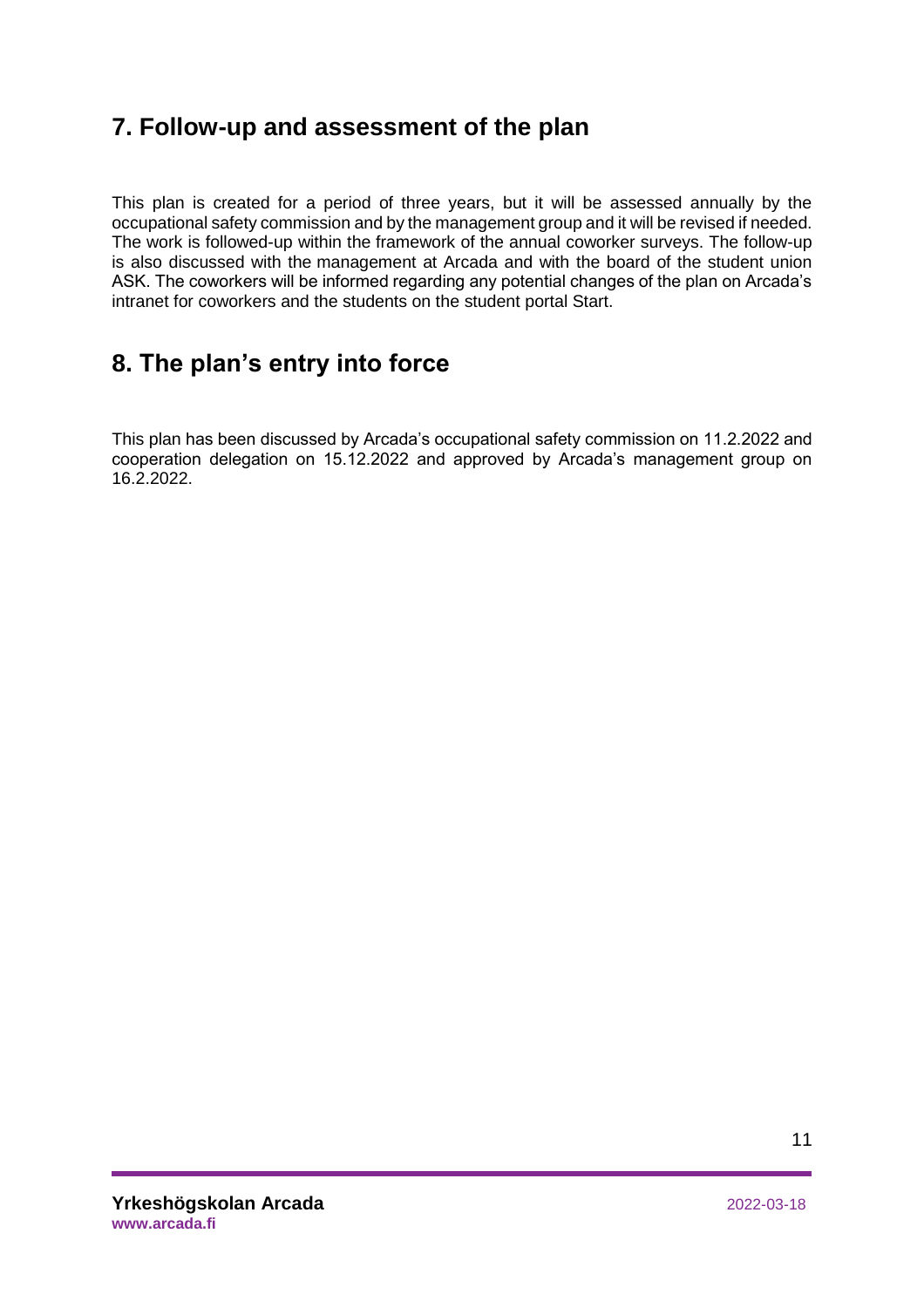## 7. Follow-up and assessment of the plan

This plan is created for a period of three years, but it will be assessed annually by the occupational safety commission and by the management group and it will be revised if needed. The work is followed-up within the framework of the annual coworker surveys. The follow-up is also discussed with the management at Arcada and with the board of the student union ASK. The coworkers will be informed regarding any potential changes of the plan on Arcada's intranet for coworkers and the students on the student portal Start.

## 8. The plan's entry into force

This plan has been discussed by Arcada's occupational safety commission on 11.2.2022 and cooperation delegation on 15.12.2022 and approved by Arcada's management group on 16.2.2022.